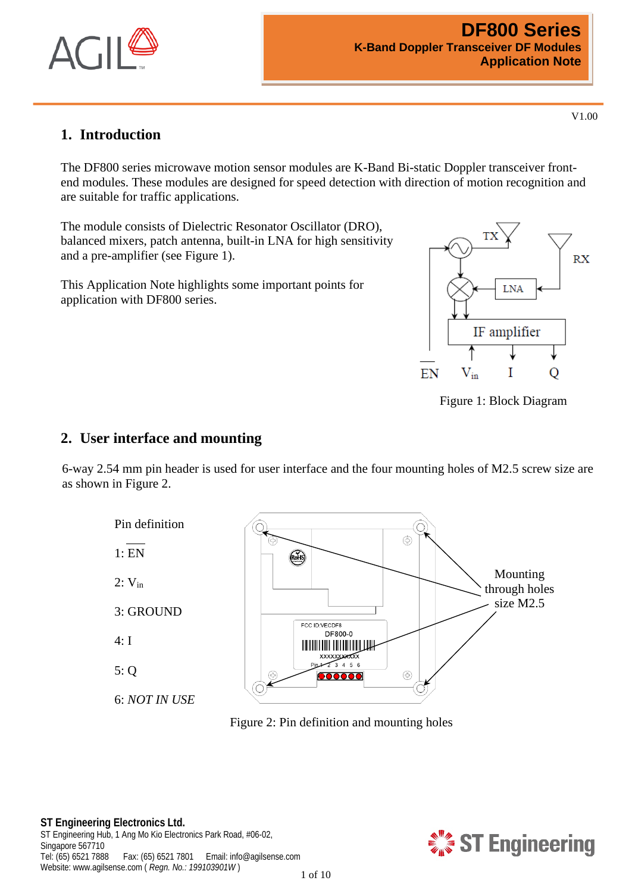# DF800 Series

**K-Band Doppler Transceiver DF Modules**
**Application Note**

V1.00

## 1. Introduction

The DF800 series microwave motion sensor modules are K-Band Bi-static Doppler transceiver front-end modules. These modules are designed for speed detection with direction of motion recognition and are suitable for traffic applications.

The module consists of Dielectric Resonator Oscillator (DRO), balanced mixers, patch antenna, built-in LNA for high sensitivity and a pre-amplifier (see Figure 1).

This Application Note highlights some important points for application with DF800 series.

Figure 1: Block Diagram

## 2. User interface and mounting

6-way 2.54 mm pin header is used for user interface and the four mounting holes of M2.5 screw size are as shown in Figure 2.

Pin definition

1: $\overline{EN}$

2: $V_{in}$

3: GROUND

4: I

5: Q

6: *NOT IN USE*

Mounting through holes size M2.5

Figure 2: Pin definition and mounting holes

**ST Engineering Electronics Ltd.**
ST Engineering Hub, 1 Ang Mo Kio Electronics Park Road, #06-02,
Singapore 567710
Tel: (65) 6521 7888 Fax: (65) 6521 7801 Email: info@agilsense.com
Website: www.agilsense.com ( *Regn. No.: 199103901W* )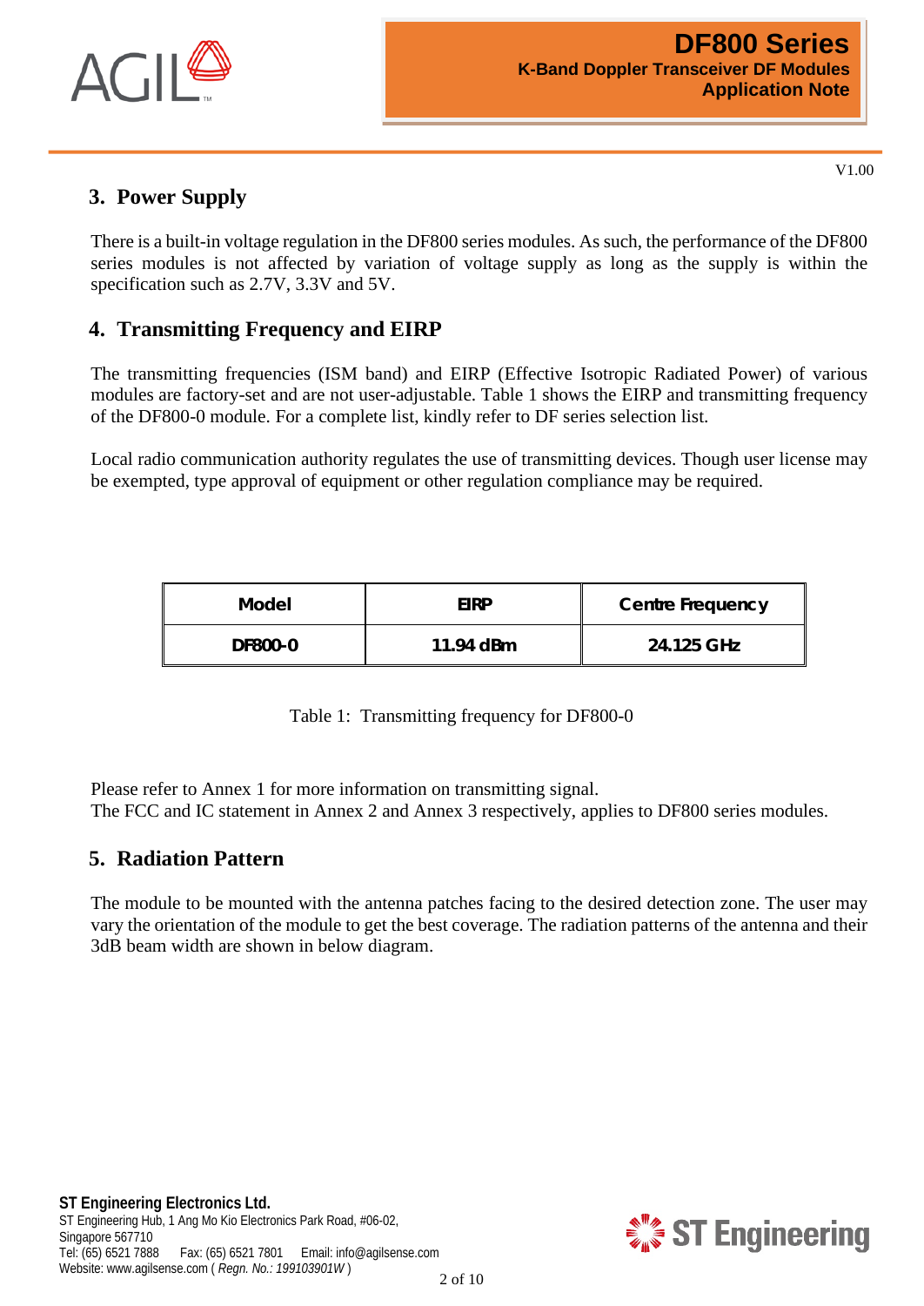## 3. Power Supply

There is a built-in voltage regulation in the DF800 series modules. As such, the performance of the DF800 series modules is not affected by variation of voltage supply as long as the supply is within the specification such as 2.7V, 3.3V and 5V.

## 4. Transmitting Frequency and EIRP

The transmitting frequencies (ISM band) and EIRP (Effective Isotropic Radiated Power) of various modules are factory-set and are not user-adjustable. Table 1 shows the EIRP and transmitting frequency of the DF800-0 module. For a complete list, kindly refer to DF series selection list.

Local radio communication authority regulates the use of transmitting devices. Though user license may be exempted, type approval of equipment or other regulation compliance may be required.

| Model | EIRP | Centre Frequency |
|---|---|---|
| DF800-0 | 11.94 dBm | 24.125 GHz |

Table 1: Transmitting frequency for DF800-0

Please refer to Annex 1 for more information on transmitting signal.
The FCC and IC statement in Annex 2 and Annex 3 respectively, applies to DF800 series modules.

## 5. Radiation Pattern

The module to be mounted with the antenna patches facing to the desired detection zone. The user may vary the orientation of the module to get the best coverage. The radiation patterns of the antenna and their 3dB beam width are shown in below diagram.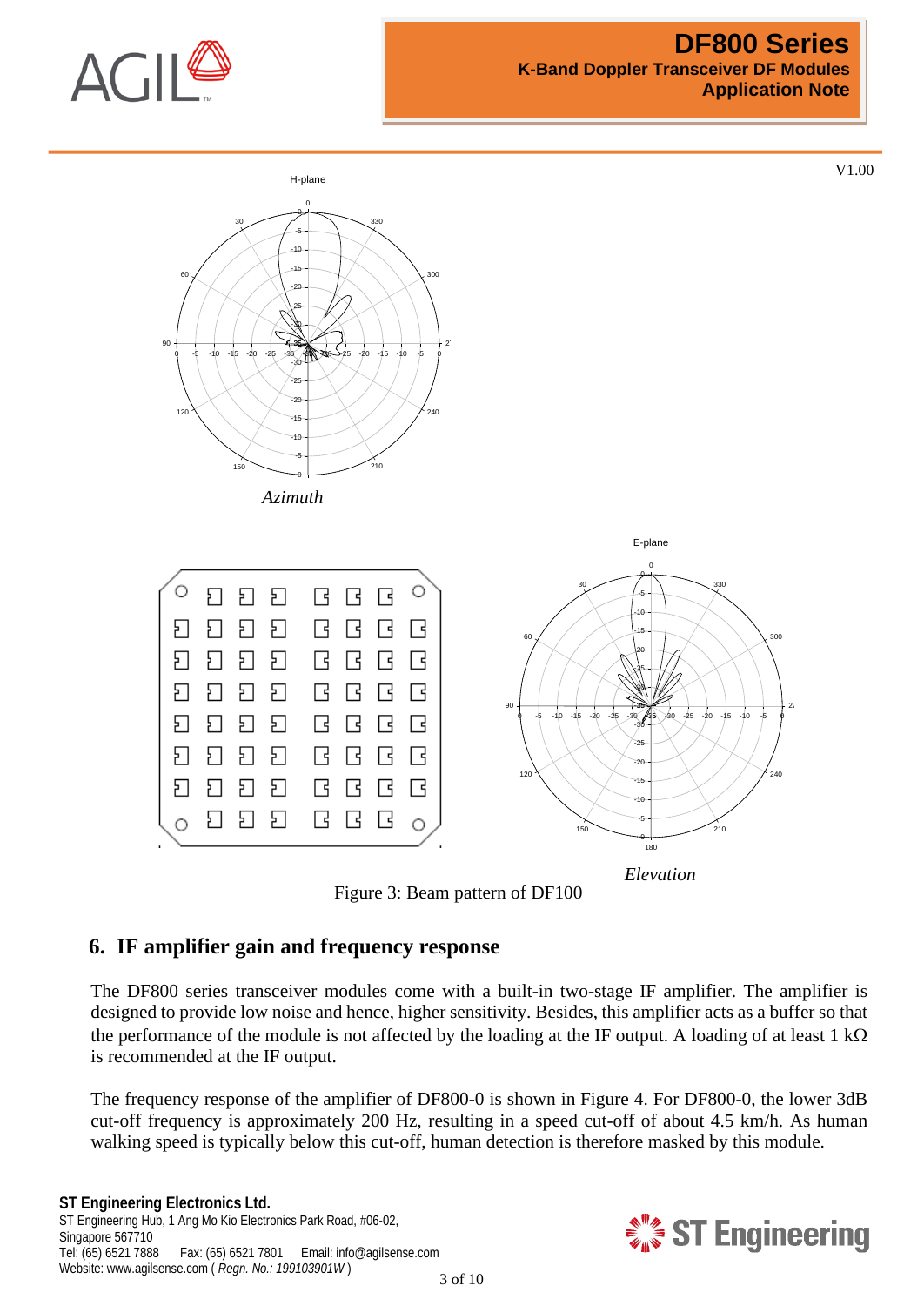Azimuth

Elevation

Figure 3: Beam pattern of DF100

## 6. IF amplifier gain and frequency response

The DF800 series transceiver modules come with a built-in two-stage IF amplifier. The amplifier is designed to provide low noise and hence, higher sensitivity. Besides, this amplifier acts as a buffer so that the performance of the module is not affected by the loading at the IF output. A loading of at least 1 kΩ is recommended at the IF output.

The frequency response of the amplifier of DF800-0 is shown in Figure 4. For DF800-0, the lower 3dB cut-off frequency is approximately 200 Hz, resulting in a speed cut-off of about 4.5 km/h. As human walking speed is typically below this cut-off, human detection is therefore masked by this module.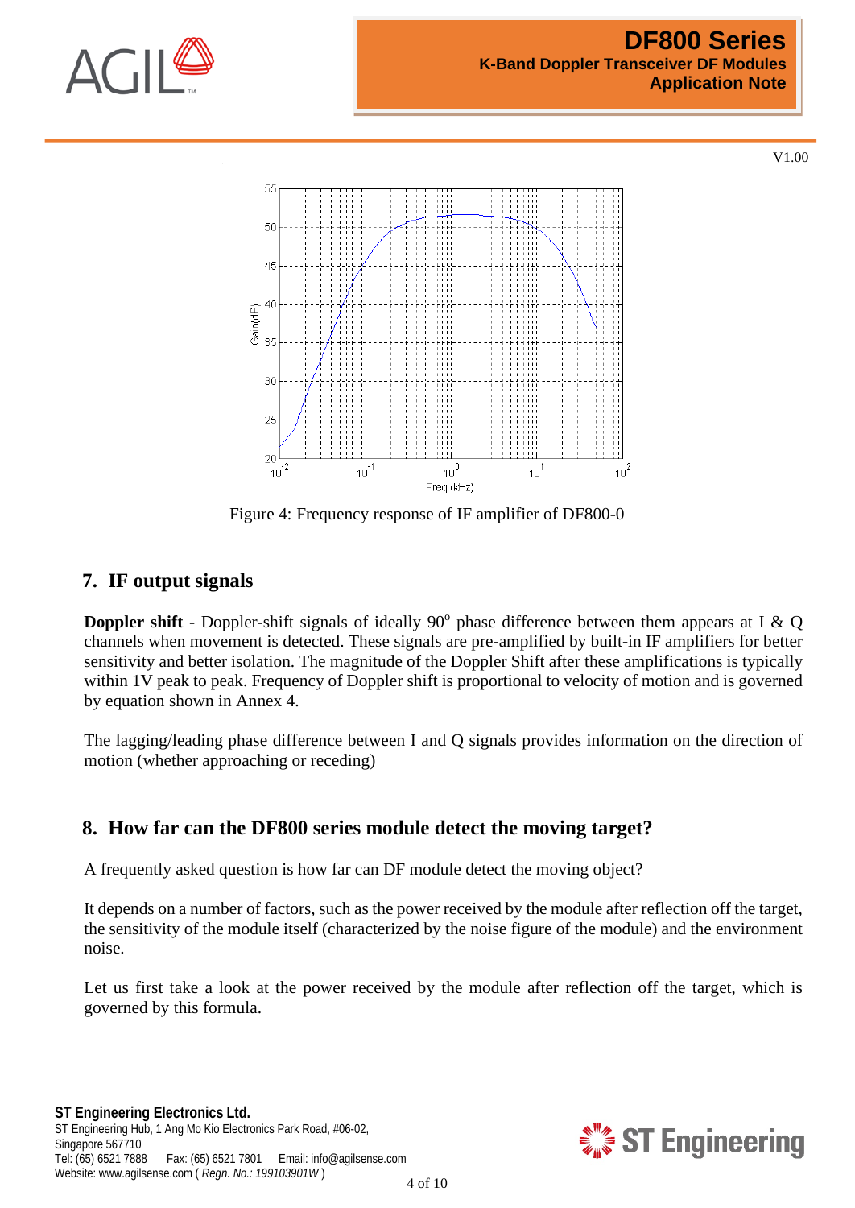Figure 4: Frequency response of IF amplifier of DF800-0

## 7. IF output signals

**Doppler shift** - Doppler-shift signals of ideally 90$^o$ phase difference between them appears at I & Q channels when movement is detected. These signals are pre-amplified by built-in IF amplifiers for better sensitivity and better isolation. The magnitude of the Doppler Shift after these amplifications is typically within 1V peak to peak. Frequency of Doppler shift is proportional to velocity of motion and is governed by equation shown in Annex 4.

The lagging/leading phase difference between I and Q signals provides information on the direction of motion (whether approaching or receding)

## 8. How far can the DF800 series module detect the moving target?

A frequently asked question is how far can DF module detect the moving object?

It depends on a number of factors, such as the power received by the module after reflection off the target, the sensitivity of the module itself (characterized by the noise figure of the module) and the environment noise.

Let us first take a look at the power received by the module after reflection off the target, which is governed by this formula.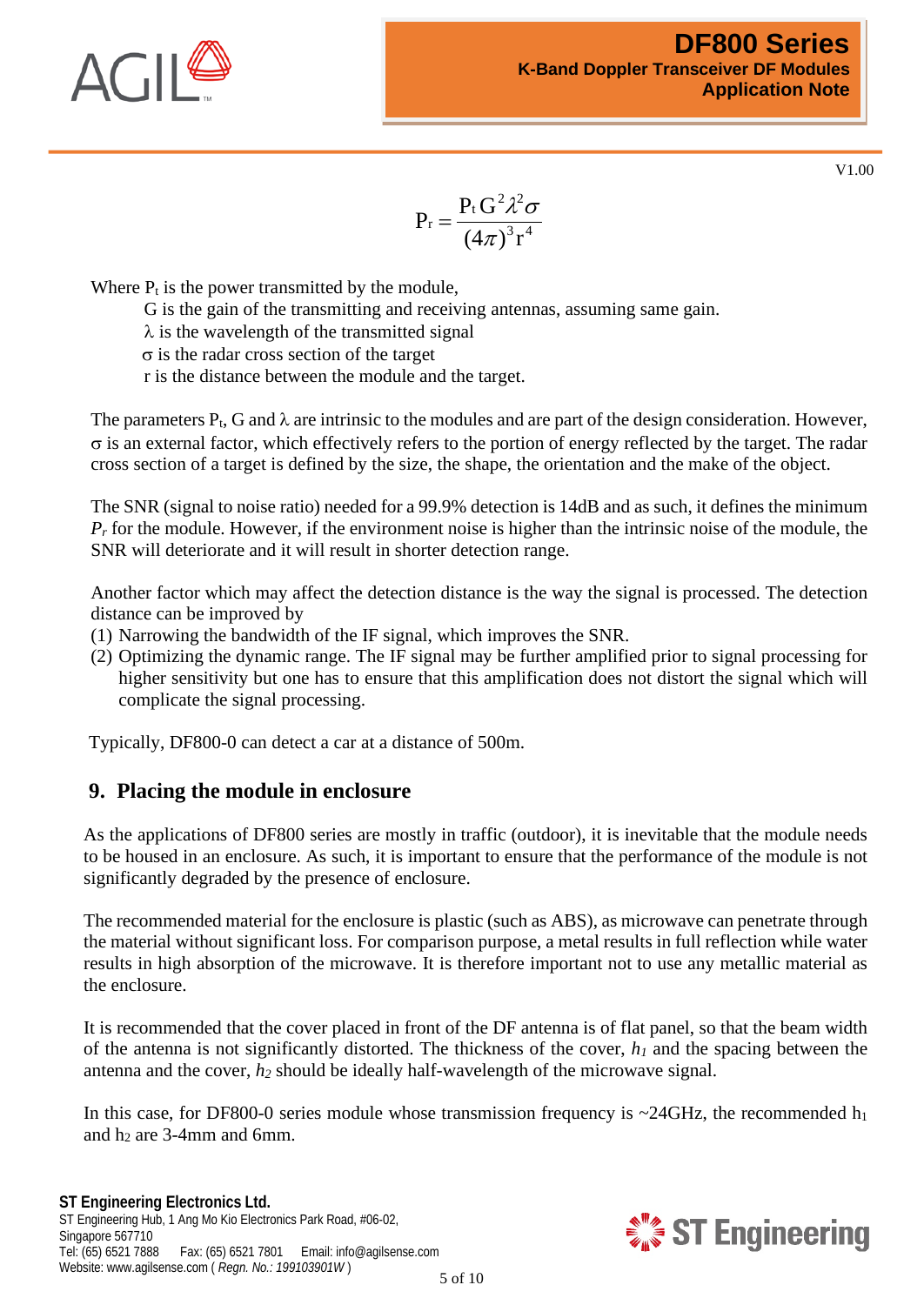$$P_r = \frac{P_t G^2 \lambda^2 \sigma}{(4\pi)^3 r^4}$$

Where $P_t$ is the power transmitted by the module,
G is the gain of the transmitting and receiving antennas, assuming same gain.
$\lambda$ is the wavelength of the transmitted signal
$\sigma$ is the radar cross section of the target
r is the distance between the module and the target.

The parameters $P_t$, G and $\lambda$ are intrinsic to the modules and are part of the design consideration. However, $\sigma$ is an external factor, which effectively refers to the portion of energy reflected by the target. The radar cross section of a target is defined by the size, the shape, the orientation and the make of the object.

The SNR (signal to noise ratio) needed for a 99.9% detection is 14dB and as such, it defines the minimum $P_r$ for the module. However, if the environment noise is higher than the intrinsic noise of the module, the SNR will deteriorate and it will result in shorter detection range.

Another factor which may affect the detection distance is the way the signal is processed. The detection distance can be improved by

(1) Narrowing the bandwidth of the IF signal, which improves the SNR.
(2) Optimizing the dynamic range. The IF signal may be further amplified prior to signal processing for higher sensitivity but one has to ensure that this amplification does not distort the signal which will complicate the signal processing.

Typically, DF800-0 can detect a car at a distance of 500m.

## 9. Placing the module in enclosure

As the applications of DF800 series are mostly in traffic (outdoor), it is inevitable that the module needs to be housed in an enclosure. As such, it is important to ensure that the performance of the module is not significantly degraded by the presence of enclosure.

The recommended material for the enclosure is plastic (such as ABS), as microwave can penetrate through the material without significant loss. For comparison purpose, a metal results in full reflection while water results in high absorption of the microwave. It is therefore important not to use any metallic material as the enclosure.

It is recommended that the cover placed in front of the DF antenna is of flat panel, so that the beam width of the antenna is not significantly distorted. The thickness of the cover, $h_1$ and the spacing between the antenna and the cover, $h_2$ should be ideally half-wavelength of the microwave signal.

In this case, for DF800-0 series module whose transmission frequency is ~24GHz, the recommended $h_1$ and $h_2$ are 3-4mm and 6mm.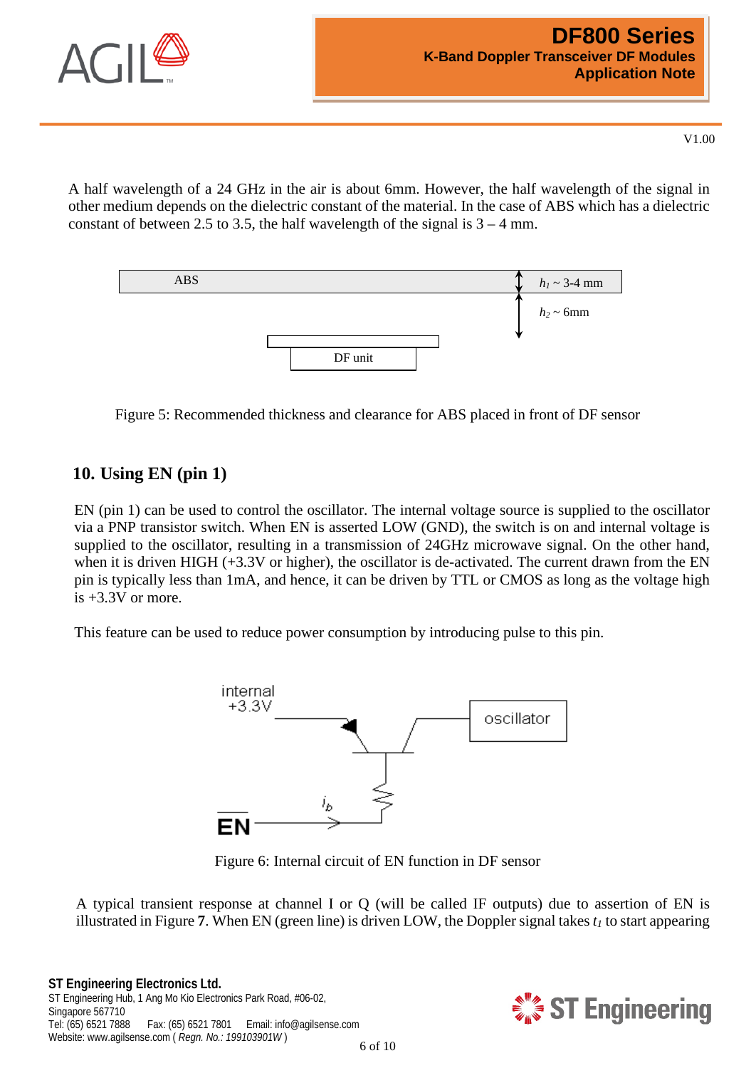A half wavelength of a 24 GHz in the air is about 6mm. However, the half wavelength of the signal in other medium depends on the dielectric constant of the material. In the case of ABS which has a dielectric constant of between 2.5 to 3.5, the half wavelength of the signal is 3 – 4 mm.

Figure 5: Recommended thickness and clearance for ABS placed in front of DF sensor

## 10. Using EN (pin 1)

EN (pin 1) can be used to control the oscillator. The internal voltage source is supplied to the oscillator via a PNP transistor switch. When EN is asserted LOW (GND), the switch is on and internal voltage is supplied to the oscillator, resulting in a transmission of 24GHz microwave signal. On the other hand, when it is driven HIGH (+3.3V or higher), the oscillator is de-activated. The current drawn from the EN pin is typically less than 1mA, and hence, it can be driven by TTL or CMOS as long as the voltage high is +3.3V or more.

This feature can be used to reduce power consumption by introducing pulse to this pin.

Figure 6: Internal circuit of EN function in DF sensor

A typical transient response at channel I or Q (will be called IF outputs) due to assertion of EN is illustrated in Figure **7**. When EN (green line) is driven LOW, the Doppler signal takes $t_1$ to start appearing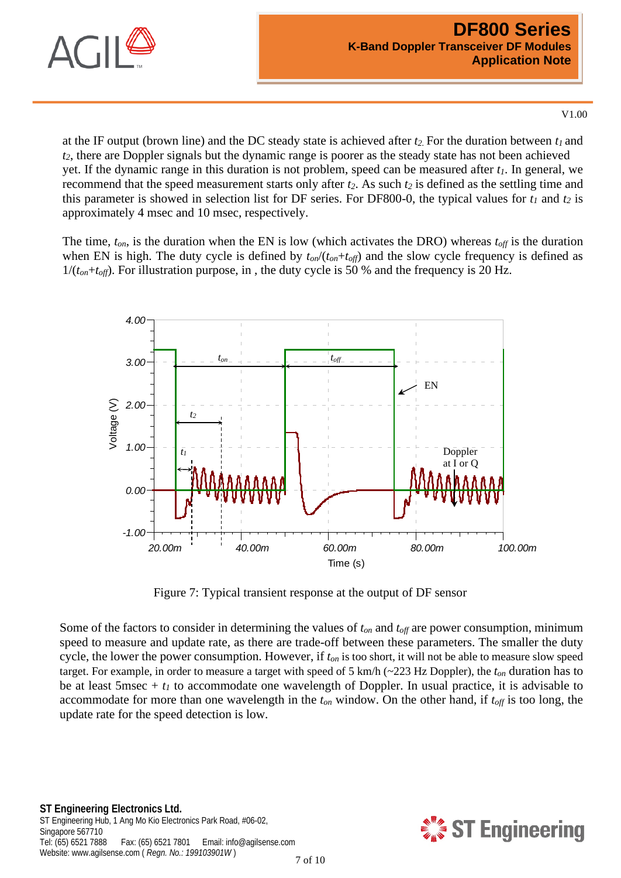at the IF output (brown line) and the DC steady state is achieved after $t_2$. For the duration between $t_1$ and $t_2$, there are Doppler signals but the dynamic range is poorer as the steady state has not been achieved yet. If the dynamic range in this duration is not problem, speed can be measured after $t_1$. In general, we recommend that the speed measurement starts only after $t_2$. As such $t_2$ is defined as the settling time and this parameter is showed in selection list for DF series. For DF800-0, the typical values for $t_1$ and $t_2$ is approximately 4 msec and 10 msec, respectively.

The time, $t_{on}$, is the duration when the EN is low (which activates the DRO) whereas $t_{off}$ is the duration when EN is high. The duty cycle is defined by $t_{on}/(t_{on}+t_{off})$ and the slow cycle frequency is defined as $1/(t_{on}+t_{off})$. For illustration purpose, in , the duty cycle is 50 % and the frequency is 20 Hz.

Figure 7: Typical transient response at the output of DF sensor

Some of the factors to consider in determining the values of $t_{on}$ and $t_{off}$ are power consumption, minimum speed to measure and update rate, as there are trade-off between these parameters. The smaller the duty cycle, the lower the power consumption. However, if $t_{on}$ is too short, it will not be able to measure slow speed target. For example, in order to measure a target with speed of 5 km/h (~223 Hz Doppler), the $t_{on}$ duration has to be at least 5msec + $t_1$ to accommodate one wavelength of Doppler. In usual practice, it is advisable to accommodate for more than one wavelength in the $t_{on}$ window. On the other hand, if $t_{off}$ is too long, the update rate for the speed detection is low.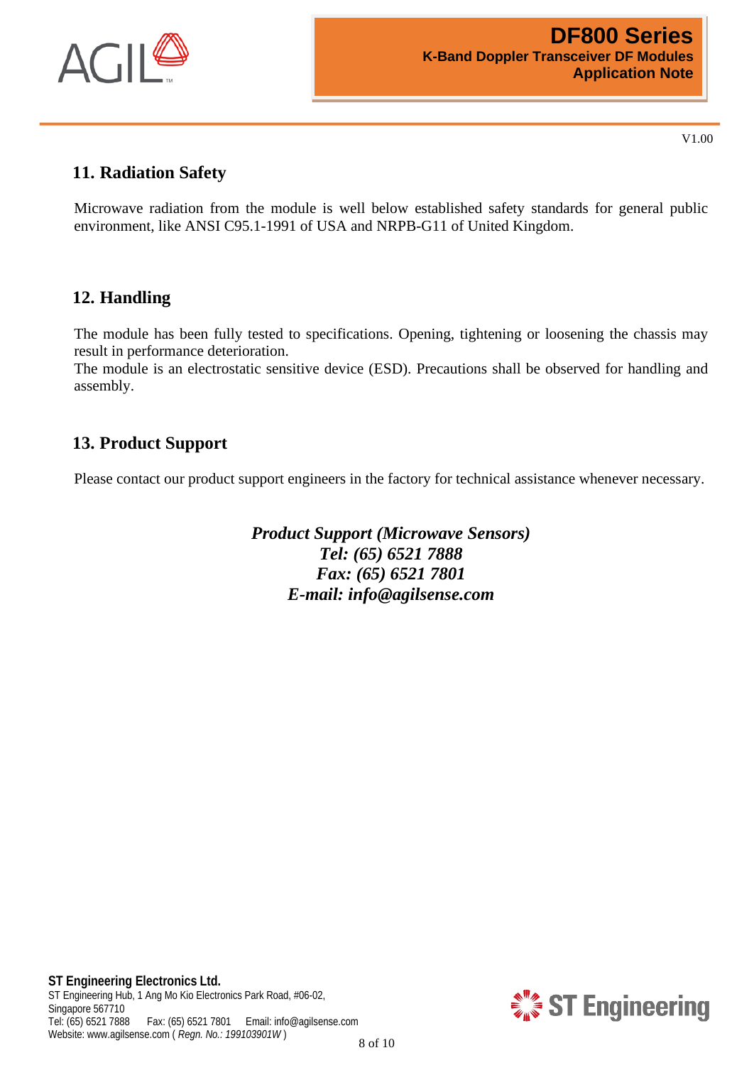## 11. Radiation Safety

Microwave radiation from the module is well below established safety standards for general public environment, like ANSI C95.1-1991 of USA and NRPB-G11 of United Kingdom.

## 12. Handling

The module has been fully tested to specifications. Opening, tightening or loosening the chassis may result in performance deterioration.
The module is an electrostatic sensitive device (ESD). Precautions shall be observed for handling and assembly.

## 13. Product Support

Please contact our product support engineers in the factory for technical assistance whenever necessary.

***Product Support (Microwave Sensors)***
***Tel: (65) 6521 7888***
***Fax: (65) 6521 7801***
***E-mail: info@agilsense.com***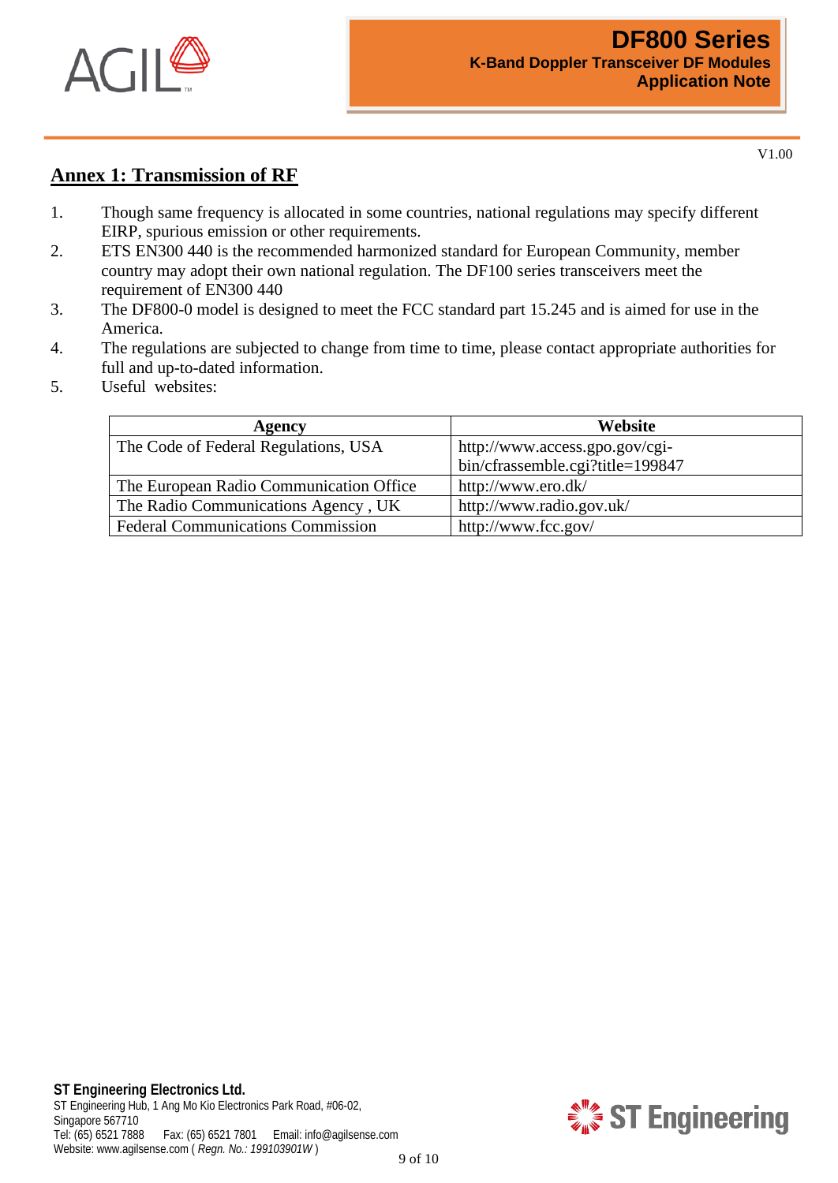## Annex 1: Transmission of RF

1. Though same frequency is allocated in some countries, national regulations may specify different EIRP, spurious emission or other requirements.
2. ETS EN300 440 is the recommended harmonized standard for European Community, member country may adopt their own national regulation. The DF100 series transceivers meet the requirement of EN300 440
3. The DF800-0 model is designed to meet the FCC standard part 15.245 and is aimed for use in the America.
4. The regulations are subjected to change from time to time, please contact appropriate authorities for full and up-to-dated information.
5. Useful websites:

| Agency | Website |
|---|---|
| The Code of Federal Regulations, USA | http://www.access.gpo.gov/cgi-bin/cfrassemble.cgi?title=199847 |
| The European Radio Communication Office | http://www.ero.dk/ |
| The Radio Communications Agency , UK | http://www.radio.gov.uk/ |
| Federal Communications Commission | http://www.fcc.gov/ |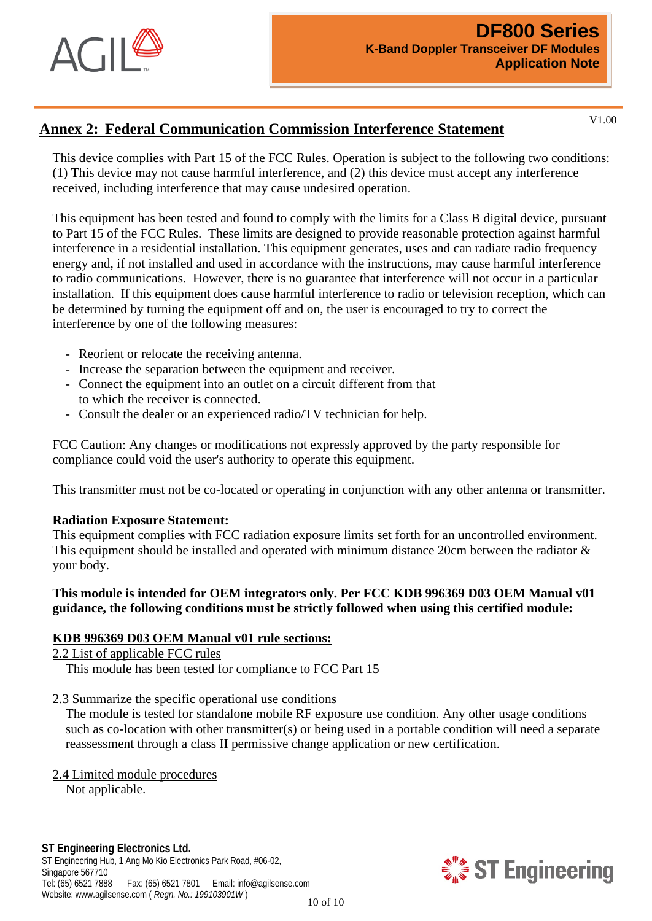## Annex 2: Federal Communication Commission Interference Statement

This device complies with Part 15 of the FCC Rules. Operation is subject to the following two conditions: (1) This device may not cause harmful interference, and (2) this device must accept any interference received, including interference that may cause undesired operation.

This equipment has been tested and found to comply with the limits for a Class B digital device, pursuant to Part 15 of the FCC Rules. These limits are designed to provide reasonable protection against harmful interference in a residential installation. This equipment generates, uses and can radiate radio frequency energy and, if not installed and used in accordance with the instructions, may cause harmful interference to radio communications. However, there is no guarantee that interference will not occur in a particular installation. If this equipment does cause harmful interference to radio or television reception, which can be determined by turning the equipment off and on, the user is encouraged to try to correct the interference by one of the following measures:

- Reorient or relocate the receiving antenna.
- Increase the separation between the equipment and receiver.
- Connect the equipment into an outlet on a circuit different from that to which the receiver is connected.
- Consult the dealer or an experienced radio/TV technician for help.

FCC Caution: Any changes or modifications not expressly approved by the party responsible for compliance could void the user's authority to operate this equipment.

This transmitter must not be co-located or operating in conjunction with any other antenna or transmitter.

**Radiation Exposure Statement:**
This equipment complies with FCC radiation exposure limits set forth for an uncontrolled environment. This equipment should be installed and operated with minimum distance 20cm between the radiator & your body.

**This module is intended for OEM integrators only. Per FCC KDB 996369 D03 OEM Manual v01 guidance, the following conditions must be strictly followed when using this certified module:**

**KDB 996369 D03 OEM Manual v01 rule sections:**

2.2 List of applicable FCC rules

This module has been tested for compliance to FCC Part 15

2.3 Summarize the specific operational use conditions

The module is tested for standalone mobile RF exposure use condition. Any other usage conditions such as co-location with other transmitter(s) or being used in a portable condition will need a separate reassessment through a class II permissive change application or new certification.

2.4 Limited module procedures

Not applicable.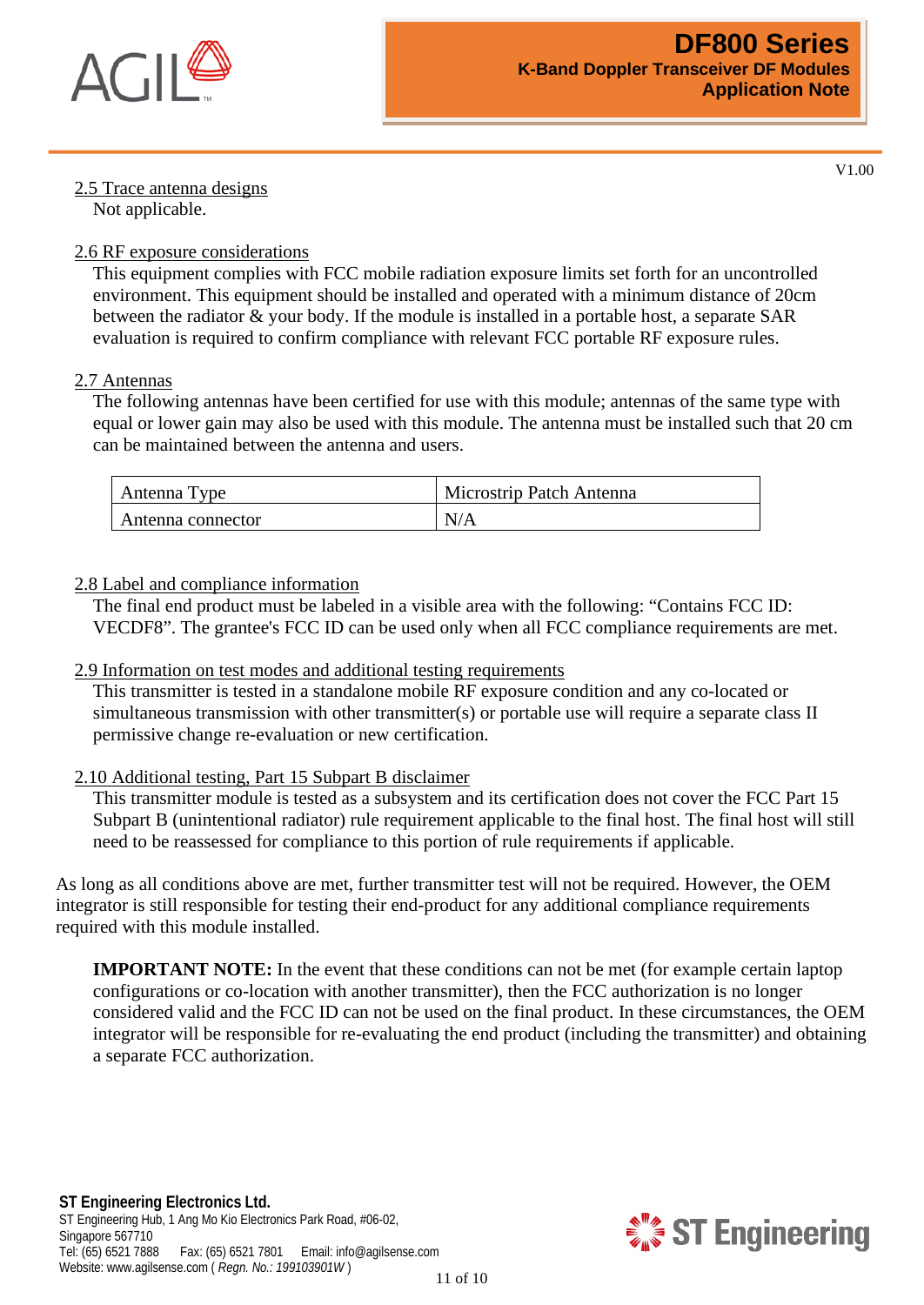V1.00

### 2.5 Trace antenna designs

Not applicable.

### 2.6 RF exposure considerations

This equipment complies with FCC mobile radiation exposure limits set forth for an uncontrolled environment. This equipment should be installed and operated with a minimum distance of 20cm between the radiator & your body. If the module is installed in a portable host, a separate SAR evaluation is required to confirm compliance with relevant FCC portable RF exposure rules.

### 2.7 Antennas

The following antennas have been certified for use with this module; antennas of the same type with equal or lower gain may also be used with this module. The antenna must be installed such that 20 cm can be maintained between the antenna and users.

| Antenna Type | Microstrip Patch Antenna |
|---|---|
| Antenna connector | N/A |

### 2.8 Label and compliance information

The final end product must be labeled in a visible area with the following: “Contains FCC ID: VECDF8”. The grantee's FCC ID can be used only when all FCC compliance requirements are met.

### 2.9 Information on test modes and additional testing requirements

This transmitter is tested in a standalone mobile RF exposure condition and any co-located or simultaneous transmission with other transmitter(s) or portable use will require a separate class II permissive change re-evaluation or new certification.

### 2.10 Additional testing, Part 15 Subpart B disclaimer

This transmitter module is tested as a subsystem and its certification does not cover the FCC Part 15 Subpart B (unintentional radiator) rule requirement applicable to the final host. The final host will still need to be reassessed for compliance to this portion of rule requirements if applicable.

As long as all conditions above are met, further transmitter test will not be required. However, the OEM integrator is still responsible for testing their end-product for any additional compliance requirements required with this module installed.

**IMPORTANT NOTE:** In the event that these conditions can not be met (for example certain laptop configurations or co-location with another transmitter), then the FCC authorization is no longer considered valid and the FCC ID can not be used on the final product. In these circumstances, the OEM integrator will be responsible for re-evaluating the end product (including the transmitter) and obtaining a separate FCC authorization.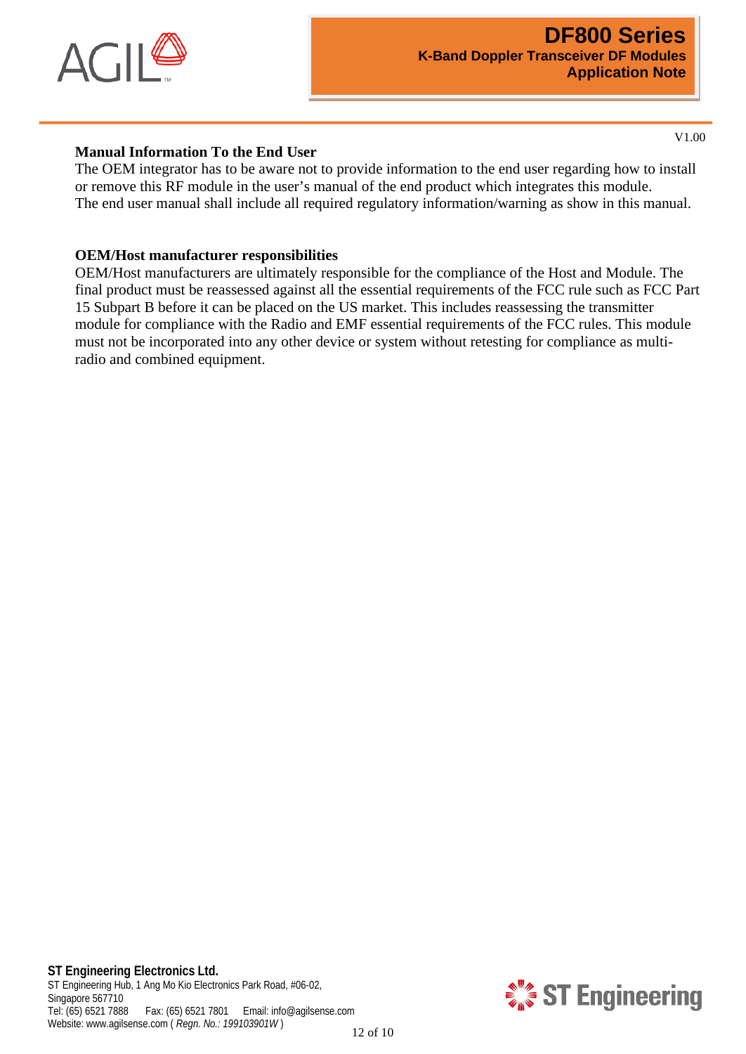**Manual Information To the End User**

The OEM integrator has to be aware not to provide information to the end user regarding how to install or remove this RF module in the user's manual of the end product which integrates this module.
The end user manual shall include all required regulatory information/warning as show in this manual.

**OEM/Host manufacturer responsibilities**

OEM/Host manufacturers are ultimately responsible for the compliance of the Host and Module. The final product must be reassessed against all the essential requirements of the FCC rule such as FCC Part 15 Subpart B before it can be placed on the US market. This includes reassessing the transmitter module for compliance with the Radio and EMF essential requirements of the FCC rules. This module must not be incorporated into any other device or system without retesting for compliance as multi-radio and combined equipment.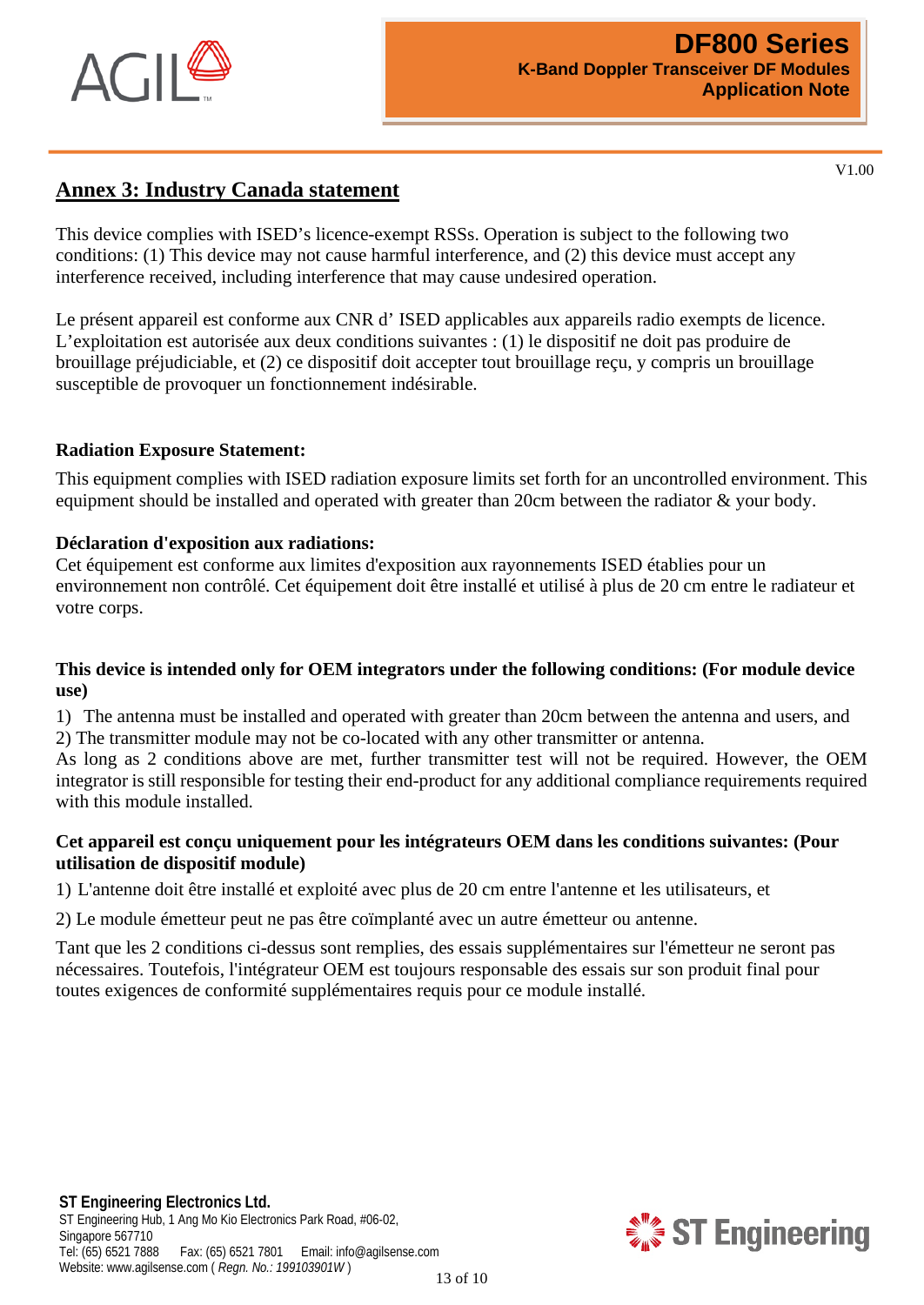## Annex 3: Industry Canada statement

This device complies with ISED's licence-exempt RSSs. Operation is subject to the following two conditions: (1) This device may not cause harmful interference, and (2) this device must accept any interference received, including interference that may cause undesired operation.

Le présent appareil est conforme aux CNR d' ISED applicables aux appareils radio exempts de licence. L'exploitation est autorisée aux deux conditions suivantes : (1) le dispositif ne doit pas produire de brouillage préjudiciable, et (2) ce dispositif doit accepter tout brouillage reçu, y compris un brouillage susceptible de provoquer un fonctionnement indésirable.

**Radiation Exposure Statement:**

This equipment complies with ISED radiation exposure limits set forth for an uncontrolled environment. This equipment should be installed and operated with greater than 20cm between the radiator & your body.

**Déclaration d'exposition aux radiations:**

Cet équipement est conforme aux limites d'exposition aux rayonnements ISED établies pour un environnement non contrôlé. Cet équipement doit être installé et utilisé à plus de 20 cm entre le radiateur et votre corps.

**This device is intended only for OEM integrators under the following conditions: (For module device use)**

1) The antenna must be installed and operated with greater than 20cm between the antenna and users, and
2) The transmitter module may not be co-located with any other transmitter or antenna.

As long as 2 conditions above are met, further transmitter test will not be required. However, the OEM integrator is still responsible for testing their end-product for any additional compliance requirements required with this module installed.

**Cet appareil est conçu uniquement pour les intégrateurs OEM dans les conditions suivantes: (Pour utilisation de dispositif module)**

1) L'antenne doit être installé et exploité avec plus de 20 cm entre l'antenne et les utilisateurs, et

2) Le module émetteur peut ne pas être coïmplanté avec un autre émetteur ou antenne.

Tant que les 2 conditions ci-dessus sont remplies, des essais supplémentaires sur l'émetteur ne seront pas nécessaires. Toutefois, l'intégrateur OEM est toujours responsable des essais sur son produit final pour toutes exigences de conformité supplémentaires requis pour ce module installé.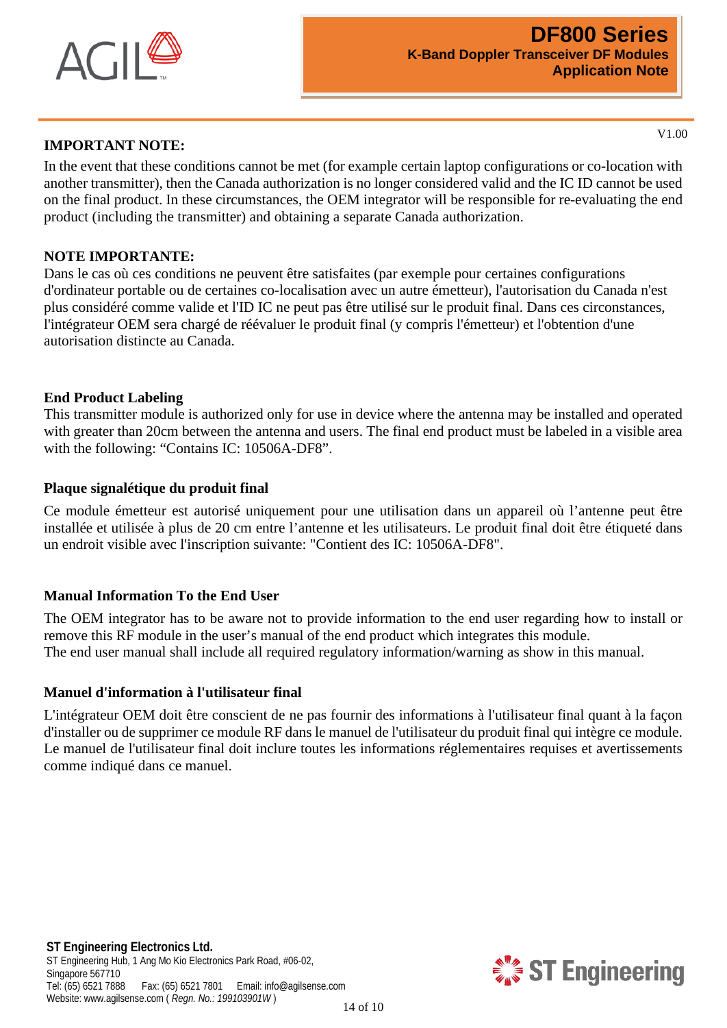**IMPORTANT NOTE:**

In the event that these conditions cannot be met (for example certain laptop configurations or co-location with another transmitter), then the Canada authorization is no longer considered valid and the IC ID cannot be used on the final product. In these circumstances, the OEM integrator will be responsible for re-evaluating the end product (including the transmitter) and obtaining a separate Canada authorization.

**NOTE IMPORTANTE:**

Dans le cas où ces conditions ne peuvent être satisfaites (par exemple pour certaines configurations d'ordinateur portable ou de certaines co-localisation avec un autre émetteur), l'autorisation du Canada n'est plus considéré comme valide et l'ID IC ne peut pas être utilisé sur le produit final. Dans ces circonstances, l'intégrateur OEM sera chargé de réévaluer le produit final (y compris l'émetteur) et l'obtention d'une autorisation distincte au Canada.

**End Product Labeling**

This transmitter module is authorized only for use in device where the antenna may be installed and operated with greater than 20cm between the antenna and users. The final end product must be labeled in a visible area with the following: “Contains IC: 10506A-DF8”.

**Plaque signalétique du produit final**

Ce module émetteur est autorisé uniquement pour une utilisation dans un appareil où l’antenne peut être installée et utilisée à plus de 20 cm entre l’antenne et les utilisateurs. Le produit final doit être étiqueté dans un endroit visible avec l'inscription suivante: "Contient des IC: 10506A-DF8".

**Manual Information To the End User**

The OEM integrator has to be aware not to provide information to the end user regarding how to install or remove this RF module in the user’s manual of the end product which integrates this module.
The end user manual shall include all required regulatory information/warning as show in this manual.

**Manuel d'information à l'utilisateur final**

L'intégrateur OEM doit être conscient de ne pas fournir des informations à l'utilisateur final quant à la façon d'installer ou de supprimer ce module RF dans le manuel de l'utilisateur du produit final qui intègre ce module. Le manuel de l'utilisateur final doit inclure toutes les informations réglementaires requises et avertissements comme indiqué dans ce manuel.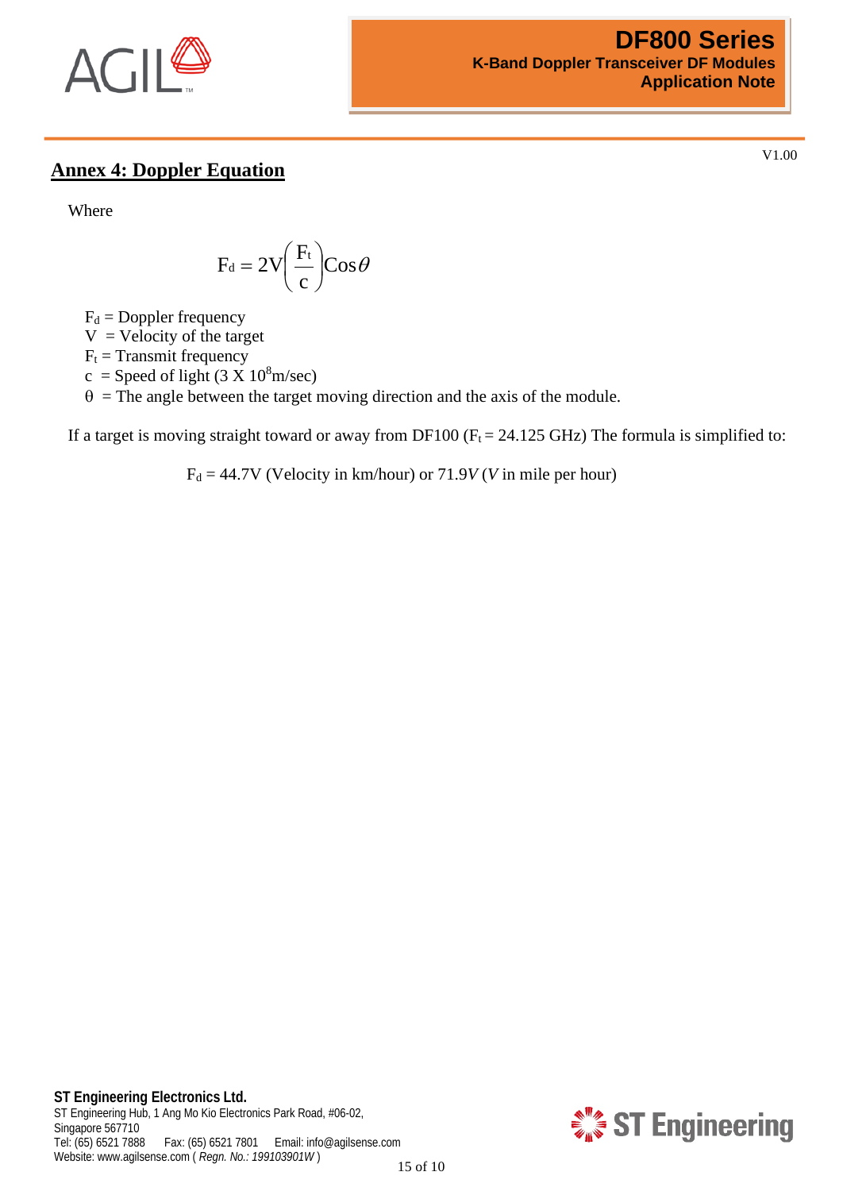## Annex 4: Doppler Equation

Where

$$F_d = 2V\left(\frac{F_t}{c}\right)\text{Cos}\,\theta$$

$F_d$ = Doppler frequency
$V$ = Velocity of the target
$F_t$ = Transmit frequency
$c$ = Speed of light ($3 \times 10^8$ m/sec)
$\theta$ = The angle between the target moving direction and the axis of the module.

If a target is moving straight toward or away from DF100 ($F_t$ = 24.125 GHz) The formula is simplified to:

$F_d = 44.7V$ (Velocity in km/hour) or $71.9V$ ($V$ in mile per hour)

**ST Engineering Electronics Ltd.**
ST Engineering Hub, 1 Ang Mo Kio Electronics Park Road, #06-02,
Singapore 567710
Tel: (65) 6521 7888 Fax: (65) 6521 7801 Email: info@agilsense.com
Website: www.agilsense.com ( *Regn. No.: 199103901W* )